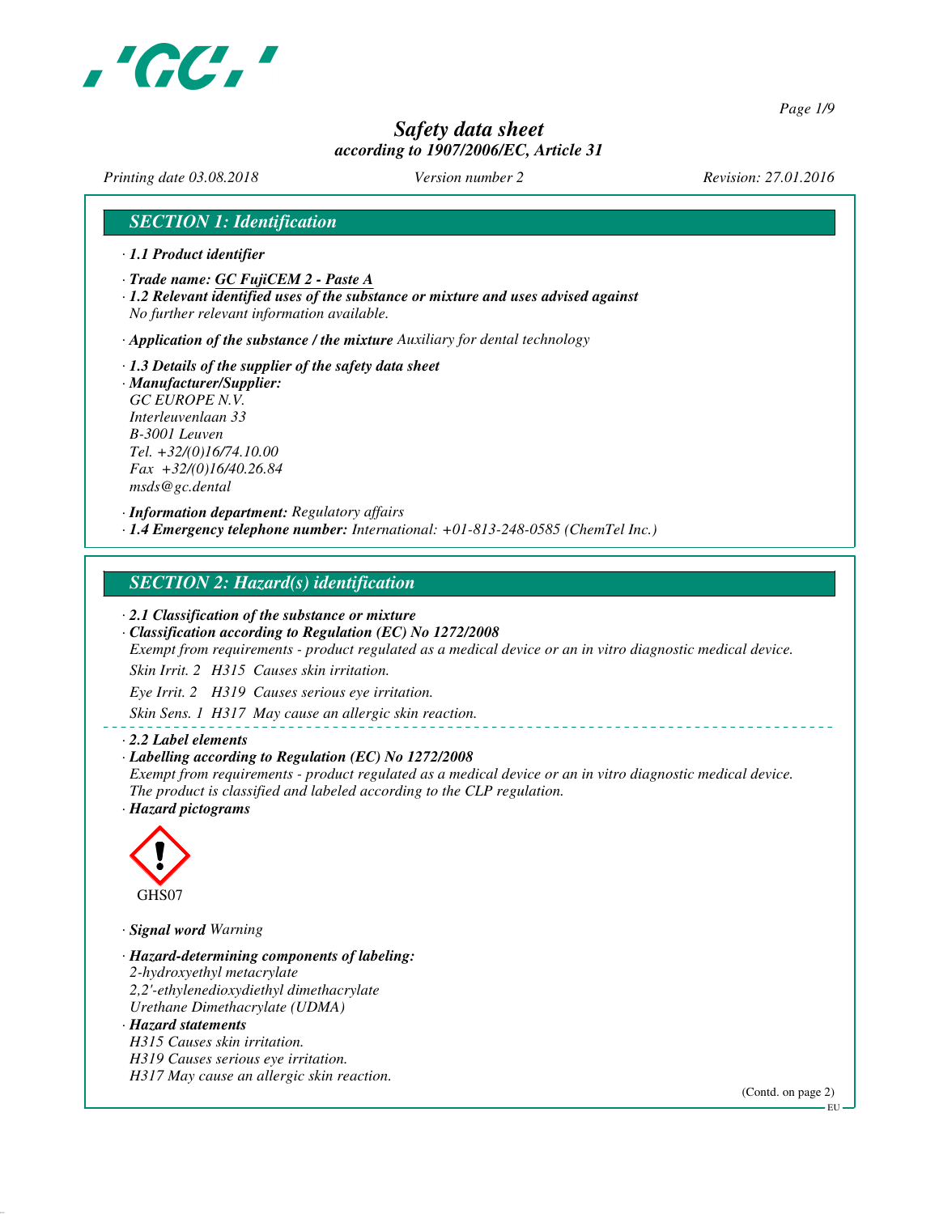# Safety data sheet

*according to 1907/2006/EC, Article 31*

*Printing date 03.08.2018* *Version number 2* *Revision: 27.01.2016*

## SECTION 1: Identification

- **1.1 Product identifier**
- **Trade name: GC FujiCEM 2 - Paste A**
- **1.2 Relevant identified uses of the substance or mixture and uses advised against**
  No further relevant information available.
- **Application of the substance / the mixture** Auxiliary for dental technology
- **1.3 Details of the supplier of the safety data sheet**
- **Manufacturer/Supplier:**
  GC EUROPE N.V.
  Interleuvenlaan 33
  B-3001 Leuven
  Tel. +32/(0)16/74.10.00
  Fax +32/(0)16/40.26.84
  msds@gc.dental
- **Information department:** Regulatory affairs
- **1.4 Emergency telephone number:** International: +01-813-248-0585 (ChemTel Inc.)

## SECTION 2: Hazard(s) identification

- **2.1 Classification of the substance or mixture**
- **Classification according to Regulation (EC) No 1272/2008**
  Exempt from requirements - product regulated as a medical device or an in vitro diagnostic medical device.

  Skin Irrit. 2 H315 Causes skin irritation.

  Eye Irrit. 2 H319 Causes serious eye irritation.

  Skin Sens. 1 H317 May cause an allergic skin reaction.

- **2.2 Label elements**
- **Labelling according to Regulation (EC) No 1272/2008**
  Exempt from requirements - product regulated as a medical device or an in vitro diagnostic medical device.
  The product is classified and labeled according to the CLP regulation.
- **Hazard pictograms**

  GHS07

- **Signal word** Warning
- **Hazard-determining components of labeling:**
  2-hydroxyethyl metacrylate
  2,2'-ethylenedioxydiethyl dimethacrylate
  Urethane Dimethacrylate (UDMA)
- **Hazard statements**
  H315 Causes skin irritation.
  H319 Causes serious eye irritation.
  H317 May cause an allergic skin reaction.

(Contd. on page 2)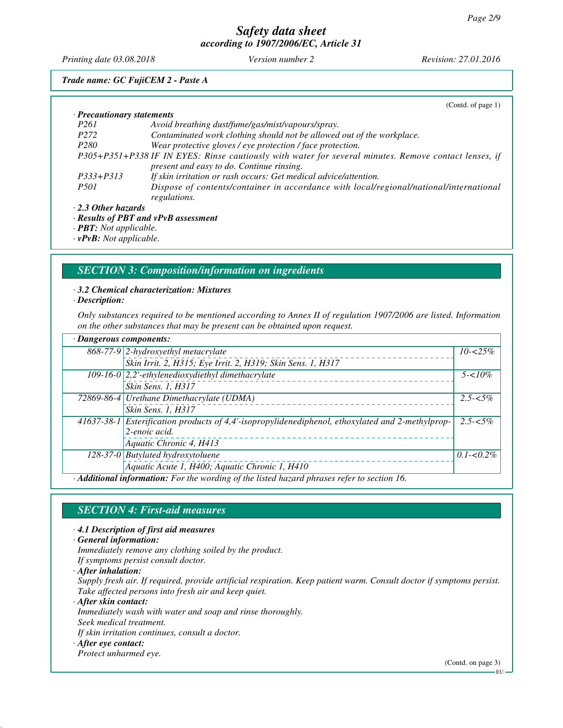(Contd. of page 1)

· **Precautionary statements**

| | |
|---|---|
| P261 | Avoid breathing dust/fume/gas/mist/vapours/spray. |
| P272 | Contaminated work clothing should not be allowed out of the workplace. |
| P280 | Wear protective gloves / eye protection / face protection. |
| P305+P351+P338 | IF IN EYES: Rinse cautiously with water for several minutes. Remove contact lenses, if present and easy to do. Continue rinsing. |
| P333+P313 | If skin irritation or rash occurs: Get medical advice/attention. |
| P501 | Dispose of contents/container in accordance with local/regional/national/international regulations. |

· **2.3 Other hazards**

· **Results of PBT and vPvB assessment**

· **PBT:** Not applicable.

· **vPvB:** Not applicable.

## SECTION 3: Composition/information on ingredients

· **3.2 Chemical characterization: Mixtures**

· **Description:**

Only substances required to be mentioned according to Annex II of regulation 1907/2006 are listed. Information on the other substances that may be present can be obtained upon request.

· **Dangerous components:**

| CAS | Component / Classification | Concentration |
|---|---|---|
| 868-77-9 | 2-hydroxyethyl metacrylate<br>Skin Irrit. 2, H315; Eye Irrit. 2, H319; Skin Sens. 1, H317 | 10-<25% |
| 109-16-0 | 2,2'-ethylenedioxydiethyl dimethacrylate<br>Skin Sens. 1, H317 | 5-<10% |
| 72869-86-4 | Urethane Dimethacrylate (UDMA)<br>Skin Sens. 1, H317 | 2.5-<5% |
| 41637-38-1 | Esterification products of 4,4'-isopropylidenediphenol, ethoxylated and 2-methylprop-2-enoic acid.<br>Aquatic Chronic 4, H413 | 2.5-<5% |
| 128-37-0 | Butylated hydroxytoluene<br>Aquatic Acute 1, H400; Aquatic Chronic 1, H410 | 0.1-<0.2% |

· **Additional information:** For the wording of the listed hazard phrases refer to section 16.

## SECTION 4: First-aid measures

· **4.1 Description of first aid measures**

· **General information:**

Immediately remove any clothing soiled by the product.
If symptoms persist consult doctor.

· **After inhalation:**

Supply fresh air. If required, provide artificial respiration. Keep patient warm. Consult doctor if symptoms persist.
Take affected persons into fresh air and keep quiet.

· **After skin contact:**

Immediately wash with water and soap and rinse thoroughly.
Seek medical treatment.
If skin irritation continues, consult a doctor.

· **After eye contact:**

Protect unharmed eye.

(Contd. on page 3)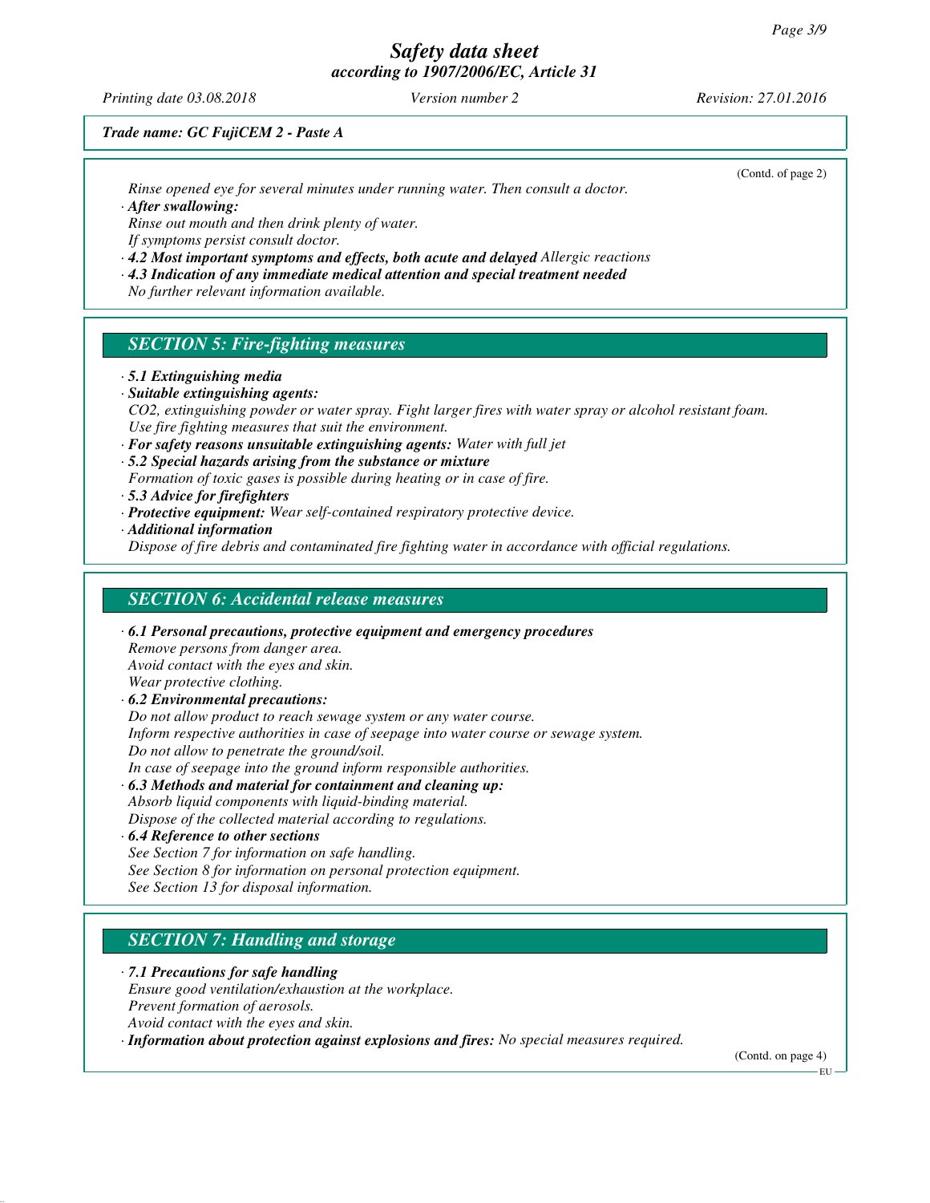*Trade name: GC FujiCEM 2 - Paste A*

(Contd. of page 2)

Rinse opened eye for several minutes under running water. Then consult a doctor.

· **After swallowing:**
Rinse out mouth and then drink plenty of water.
If symptoms persist consult doctor.

· **4.2 Most important symptoms and effects, both acute and delayed** Allergic reactions

· **4.3 Indication of any immediate medical attention and special treatment needed**
No further relevant information available.

## SECTION 5: Fire-fighting measures

· **5.1 Extinguishing media**

· **Suitable extinguishing agents:**
$CO_2$, extinguishing powder or water spray. Fight larger fires with water spray or alcohol resistant foam.
Use fire fighting measures that suit the environment.

· **For safety reasons unsuitable extinguishing agents:** Water with full jet

· **5.2 Special hazards arising from the substance or mixture**
Formation of toxic gases is possible during heating or in case of fire.

· **5.3 Advice for firefighters**

· **Protective equipment:** Wear self-contained respiratory protective device.

· **Additional information**
Dispose of fire debris and contaminated fire fighting water in accordance with official regulations.

## SECTION 6: Accidental release measures

· **6.1 Personal precautions, protective equipment and emergency procedures**
Remove persons from danger area.
Avoid contact with the eyes and skin.
Wear protective clothing.

· **6.2 Environmental precautions:**
Do not allow product to reach sewage system or any water course.
Inform respective authorities in case of seepage into water course or sewage system.
Do not allow to penetrate the ground/soil.
In case of seepage into the ground inform responsible authorities.

· **6.3 Methods and material for containment and cleaning up:**
Absorb liquid components with liquid-binding material.
Dispose of the collected material according to regulations.

· **6.4 Reference to other sections**
See Section 7 for information on safe handling.
See Section 8 for information on personal protection equipment.
See Section 13 for disposal information.

## SECTION 7: Handling and storage

· **7.1 Precautions for safe handling**
Ensure good ventilation/exhaustion at the workplace.
Prevent formation of aerosols.
Avoid contact with the eyes and skin.

· **Information about protection against explosions and fires:** No special measures required.

(Contd. on page 4)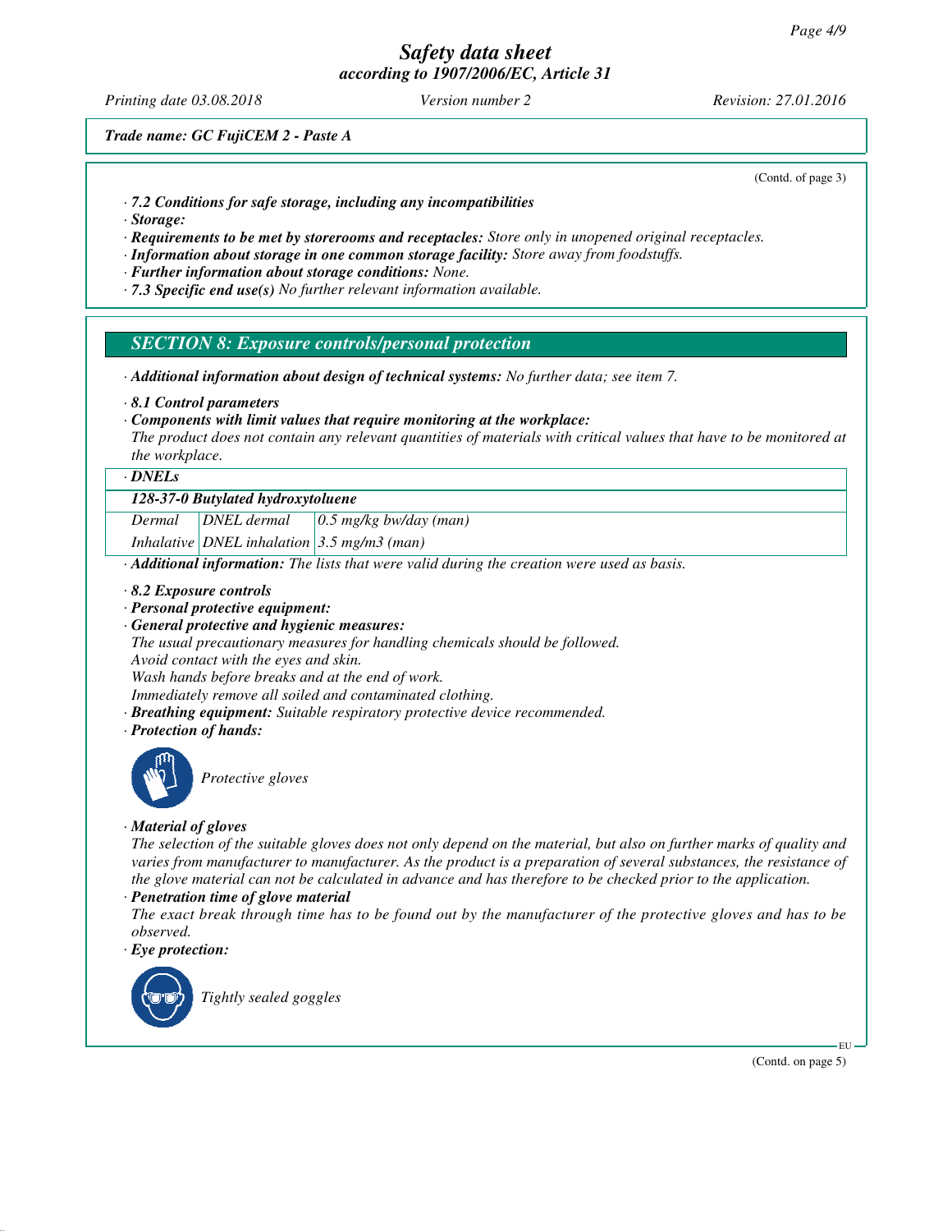*Trade name: GC FujiCEM 2 - Paste A*

(Contd. of page 3)

· ***7.2 Conditions for safe storage, including any incompatibilities***
· ***Storage:***
· ***Requirements to be met by storerooms and receptacles:*** *Store only in unopened original receptacles.*
· ***Information about storage in one common storage facility:*** *Store away from foodstuffs.*
· ***Further information about storage conditions:*** *None.*
· ***7.3 Specific end use(s)*** *No further relevant information available.*

## *SECTION 8: Exposure controls/personal protection*

· ***Additional information about design of technical systems:*** *No further data; see item 7.*

· ***8.1 Control parameters***
· ***Components with limit values that require monitoring at the workplace:***
*The product does not contain any relevant quantities of materials with critical values that have to be monitored at the workplace.*

· ***DNELs***

| 128-37-0 Butylated hydroxytoluene | | |
|---|---|---|
| Dermal | DNEL dermal | 0.5 mg/kg bw/day (man) |
| Inhalative | DNEL inhalation | 3.5 mg/m3 (man) |

· ***Additional information:*** *The lists that were valid during the creation were used as basis.*

· ***8.2 Exposure controls***
· ***Personal protective equipment:***
· ***General protective and hygienic measures:***
*The usual precautionary measures for handling chemicals should be followed.*
*Avoid contact with the eyes and skin.*
*Wash hands before breaks and at the end of work.*
*Immediately remove all soiled and contaminated clothing.*
· ***Breathing equipment:*** *Suitable respiratory protective device recommended.*
· ***Protection of hands:***

*Protective gloves*

· ***Material of gloves***
*The selection of the suitable gloves does not only depend on the material, but also on further marks of quality and varies from manufacturer to manufacturer. As the product is a preparation of several substances, the resistance of the glove material can not be calculated in advance and has therefore to be checked prior to the application.*
· ***Penetration time of glove material***
*The exact break through time has to be found out by the manufacturer of the protective gloves and has to be observed.*
· ***Eye protection:***

*Tightly sealed goggles*

EU

(Contd. on page 5)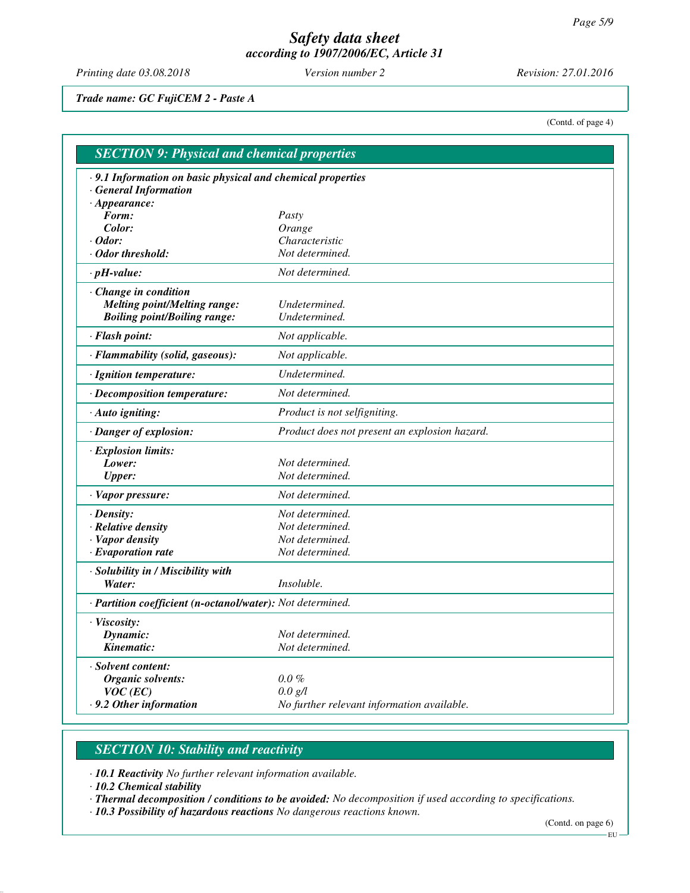*Safety data sheet*
*according to 1907/2006/EC, Article 31*

*Printing date 03.08.2018* *Version number 2* *Revision: 27.01.2016*

***Trade name: GC FujiCEM 2 - Paste A***

(Contd. of page 4)

## SECTION 9: Physical and chemical properties

· **9.1 Information on basic physical and chemical properties**
· **General Information**
· **Appearance:**

| | |
|---|---|
| **Form:** | Pasty |
| **Color:** | Orange |
| · **Odor:** | Characteristic |
| · **Odor threshold:** | Not determined. |
| · **pH-value:** | Not determined. |
| · **Change in condition** | |
| **Melting point/Melting range:** | Undetermined. |
| **Boiling point/Boiling range:** | Undetermined. |
| · **Flash point:** | Not applicable. |
| · **Flammability (solid, gaseous):** | Not applicable. |
| · **Ignition temperature:** | Undetermined. |
| · **Decomposition temperature:** | Not determined. |
| · **Auto igniting:** | Product is not selfigniting. |
| · **Danger of explosion:** | Product does not present an explosion hazard. |
| · **Explosion limits:** | |
| **Lower:** | Not determined. |
| **Upper:** | Not determined. |
| · **Vapor pressure:** | Not determined. |
| · **Density:** | Not determined. |
| · **Relative density** | Not determined. |
| · **Vapor density** | Not determined. |
| · **Evaporation rate** | Not determined. |
| · **Solubility in / Miscibility with** | |
| **Water:** | Insoluble. |
| · **Partition coefficient (n-octanol/water):** | Not determined. |
| · **Viscosity:** | |
| **Dynamic:** | Not determined. |
| **Kinematic:** | Not determined. |
| · **Solvent content:** | |
| **Organic solvents:** | 0.0 % |
| **VOC (EC)** | 0.0 g/l |
| · **9.2 Other information** | No further relevant information available. |

## SECTION 10: Stability and reactivity

· **10.1 Reactivity** No further relevant information available.
· **10.2 Chemical stability**
· **Thermal decomposition / conditions to be avoided:** No decomposition if used according to specifications.
· **10.3 Possibility of hazardous reactions** No dangerous reactions known.

(Contd. on page 6)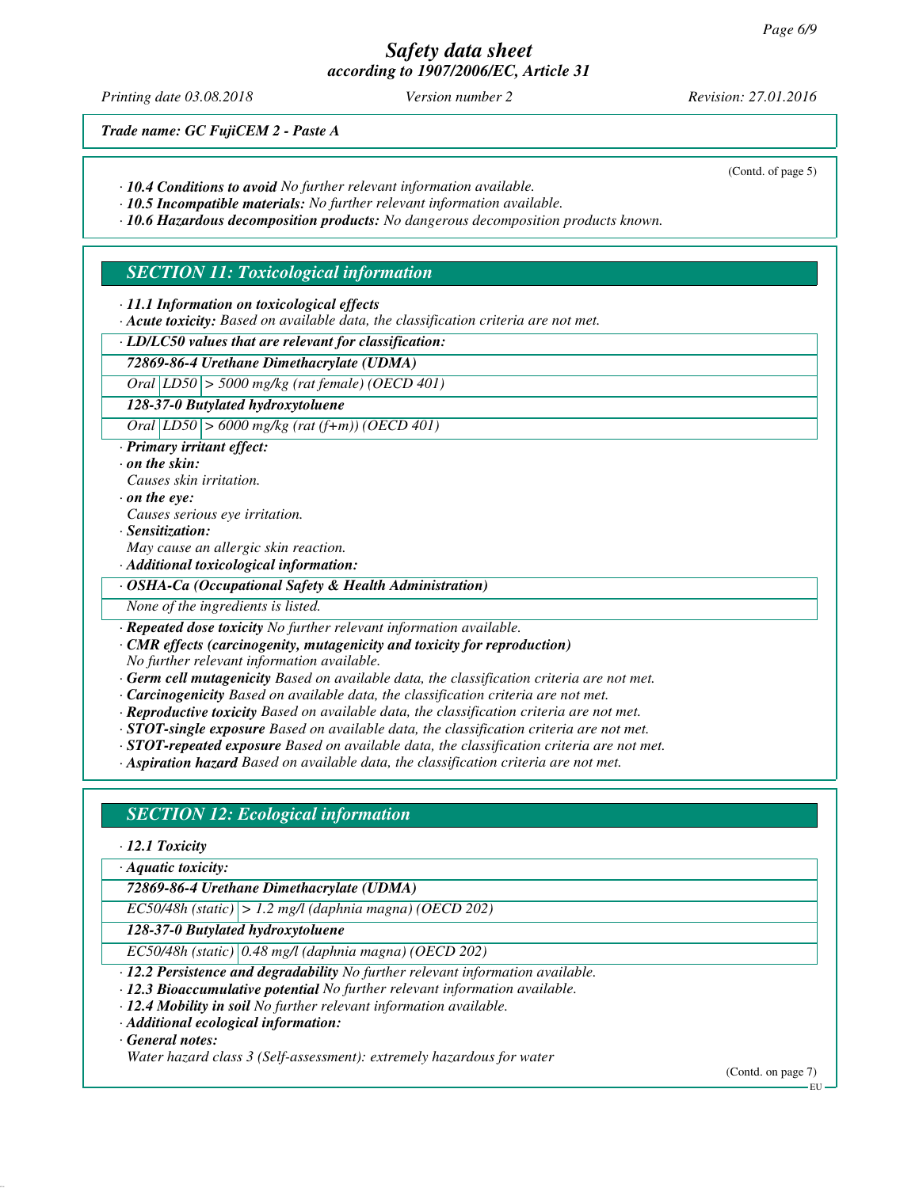(Contd. of page 5)

· **10.4 Conditions to avoid** No further relevant information available.
· **10.5 Incompatible materials:** No further relevant information available.
· **10.6 Hazardous decomposition products:** No dangerous decomposition products known.

## SECTION 11: Toxicological information

· **11.1 Information on toxicological effects**
· **Acute toxicity:** Based on available data, the classification criteria are not met.

| · LD/LC50 values that are relevant for classification: | | |
|---|---|---|
| **72869-86-4 Urethane Dimethacrylate (UDMA)** | | |
| Oral | LD50 | > 5000 mg/kg (rat female) (OECD 401) |
| **128-37-0 Butylated hydroxytoluene** | | |
| Oral | LD50 | > 6000 mg/kg (rat (f+m)) (OECD 401) |

· **Primary irritant effect:**
· **on the skin:**
Causes skin irritation.
· **on the eye:**
Causes serious eye irritation.
· **Sensitization:**
May cause an allergic skin reaction.
· **Additional toxicological information:**

| · OSHA-Ca (Occupational Safety & Health Administration) |
|---|
| None of the ingredients is listed. |

· **Repeated dose toxicity** No further relevant information available.
· **CMR effects (carcinogenity, mutagenicity and toxicity for reproduction)**
No further relevant information available.
· **Germ cell mutagenicity** Based on available data, the classification criteria are not met.
· **Carcinogenicity** Based on available data, the classification criteria are not met.
· **Reproductive toxicity** Based on available data, the classification criteria are not met.
· **STOT-single exposure** Based on available data, the classification criteria are not met.
· **STOT-repeated exposure** Based on available data, the classification criteria are not met.
· **Aspiration hazard** Based on available data, the classification criteria are not met.

## SECTION 12: Ecological information

· **12.1 Toxicity**

| · Aquatic toxicity: | |
|---|---|
| **72869-86-4 Urethane Dimethacrylate (UDMA)** | |
| EC50/48h (static) | > 1.2 mg/l (daphnia magna) (OECD 202) |
| **128-37-0 Butylated hydroxytoluene** | |
| EC50/48h (static) | 0.48 mg/l (daphnia magna) (OECD 202) |

· **12.2 Persistence and degradability** No further relevant information available.
· **12.3 Bioaccumulative potential** No further relevant information available.
· **12.4 Mobility in soil** No further relevant information available.
· **Additional ecological information:**
· **General notes:**
Water hazard class 3 (Self-assessment): extremely hazardous for water

(Contd. on page 7)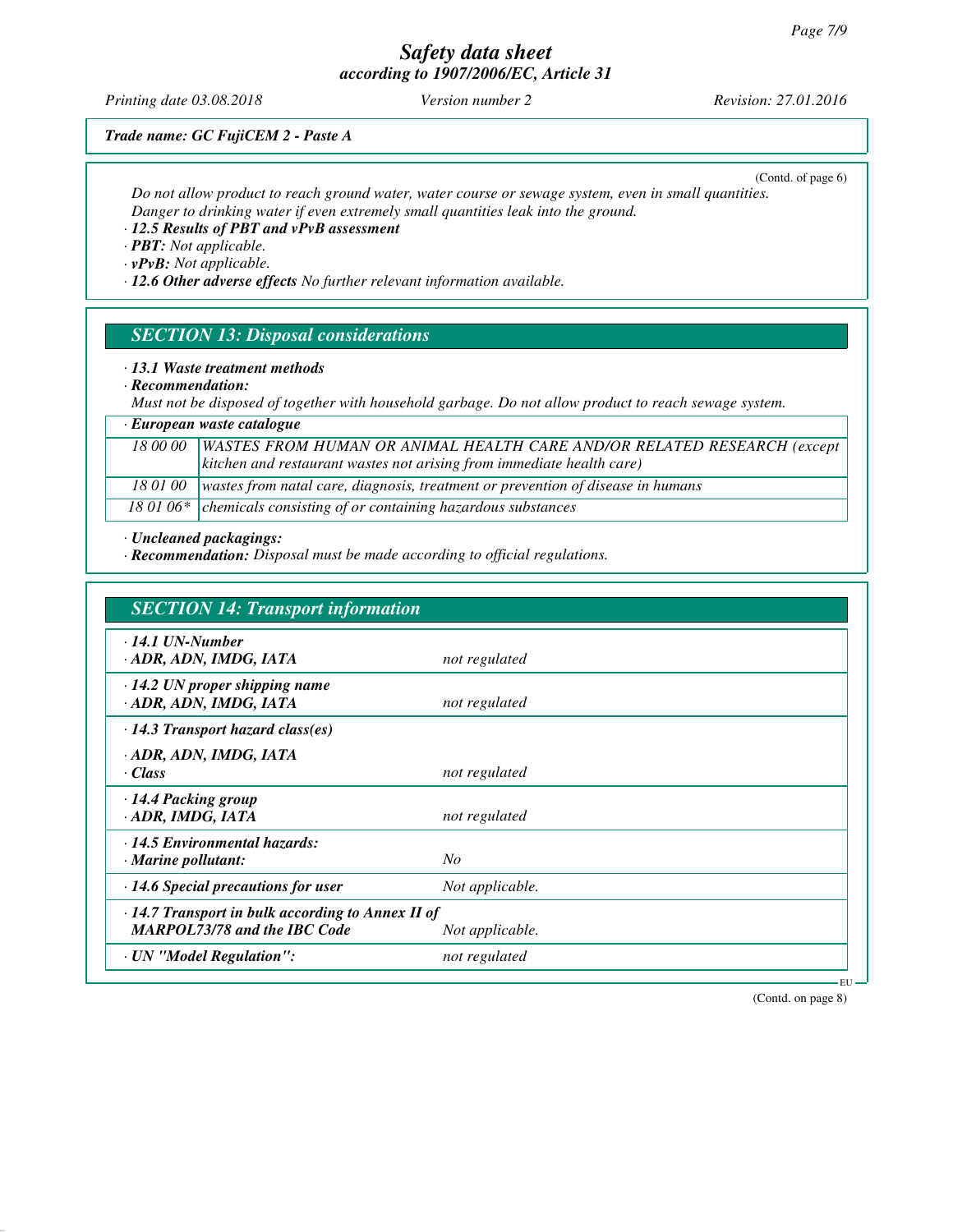*Trade name: GC FujiCEM 2 - Paste A*

(Contd. of page 6)

Do not allow product to reach ground water, water course or sewage system, even in small quantities.
Danger to drinking water if even extremely small quantities leak into the ground.

· **12.5 Results of PBT and vPvB assessment**
· **PBT:** Not applicable.
· **vPvB:** Not applicable.
· **12.6 Other adverse effects** No further relevant information available.

## SECTION 13: Disposal considerations

· **13.1 Waste treatment methods**
· **Recommendation:**
Must not be disposed of together with household garbage. Do not allow product to reach sewage system.

| · European waste catalogue | |
|---|---|
| 18 00 00 | WASTES FROM HUMAN OR ANIMAL HEALTH CARE AND/OR RELATED RESEARCH (except kitchen and restaurant wastes not arising from immediate health care) |
| 18 01 00 | wastes from natal care, diagnosis, treatment or prevention of disease in humans |
| 18 01 06* | chemicals consisting of or containing hazardous substances |

· **Uncleaned packagings:**
· **Recommendation:** Disposal must be made according to official regulations.

## SECTION 14: Transport information

| | |
|---|---|
| · **14.1 UN-Number**<br>· **ADR, ADN, IMDG, IATA** | not regulated |
| · **14.2 UN proper shipping name**<br>· **ADR, ADN, IMDG, IATA** | not regulated |
| · **14.3 Transport hazard class(es)**<br>· **ADR, ADN, IMDG, IATA**<br>· **Class** | not regulated |
| · **14.4 Packing group**<br>· **ADR, IMDG, IATA** | not regulated |
| · **14.5 Environmental hazards:**<br>· **Marine pollutant:** | No |
| · **14.6 Special precautions for user** | Not applicable. |
| · **14.7 Transport in bulk according to Annex II of MARPOL73/78 and the IBC Code** | Not applicable. |
| · **UN "Model Regulation":** | not regulated |

(Contd. on page 8)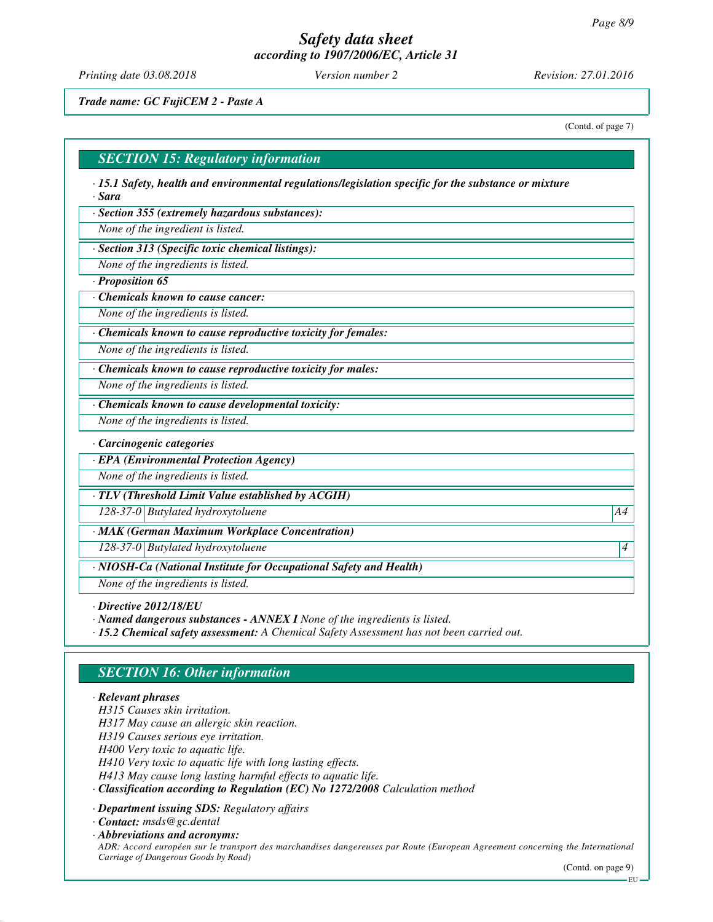## SECTION 15: Regulatory information

· **15.1 Safety, health and environmental regulations/legislation specific for the substance or mixture**

· **Sara**

· **Section 355 (extremely hazardous substances):**

None of the ingredient is listed.

· **Section 313 (Specific toxic chemical listings):**

None of the ingredients is listed.

· **Proposition 65**

· **Chemicals known to cause cancer:**

None of the ingredients is listed.

· **Chemicals known to cause reproductive toxicity for females:**

None of the ingredients is listed.

· **Chemicals known to cause reproductive toxicity for males:**

None of the ingredients is listed.

· **Chemicals known to cause developmental toxicity:**

None of the ingredients is listed.

· **Carcinogenic categories**

· **EPA (Environmental Protection Agency)**

None of the ingredients is listed.

· **TLV (Threshold Limit Value established by ACGIH)**

| | | |
|---|---|---|
| 128-37-0 | Butylated hydroxytoluene | A4 |

· **MAK (German Maximum Workplace Concentration)**

| | | |
|---|---|---|
| 128-37-0 | Butylated hydroxytoluene | 4 |

· **NIOSH-Ca (National Institute for Occupational Safety and Health)**

None of the ingredients is listed.

· **Directive 2012/18/EU**

· **Named dangerous substances - ANNEX I** None of the ingredients is listed.

· **15.2 Chemical safety assessment:** A Chemical Safety Assessment has not been carried out.

## SECTION 16: Other information

· **Relevant phrases**

H315 Causes skin irritation.
H317 May cause an allergic skin reaction.
H319 Causes serious eye irritation.
H400 Very toxic to aquatic life.
H410 Very toxic to aquatic life with long lasting effects.
H413 May cause long lasting harmful effects to aquatic life.

· **Classification according to Regulation (EC) No 1272/2008** Calculation method

· **Department issuing SDS:** Regulatory affairs

· **Contact:** msds@gc.dental

· **Abbreviations and acronyms:**

ADR: Accord européen sur le transport des marchandises dangereuses par Route (European Agreement concerning the International Carriage of Dangerous Goods by Road)

(Contd. on page 9)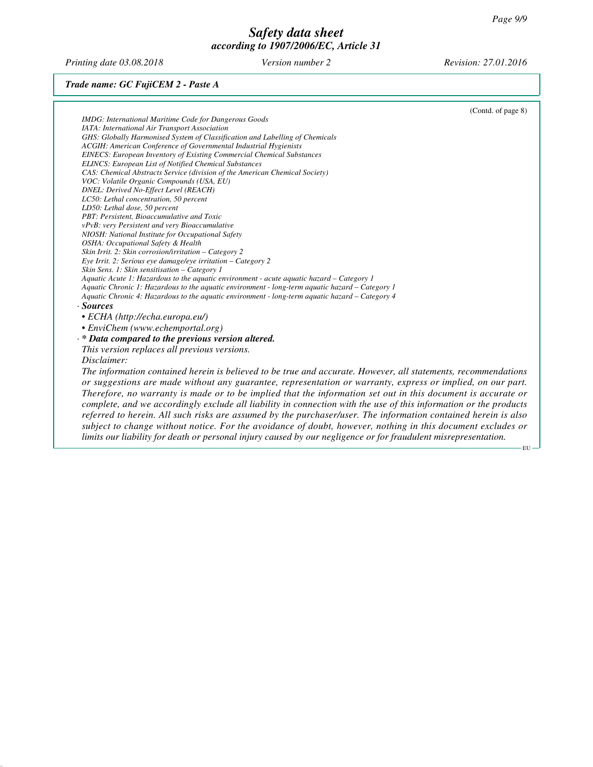(Contd. of page 8)

*IMDG: International Maritime Code for Dangerous Goods*
*IATA: International Air Transport Association*
*GHS: Globally Harmonised System of Classification and Labelling of Chemicals*
*ACGIH: American Conference of Governmental Industrial Hygienists*
*EINECS: European Inventory of Existing Commercial Chemical Substances*
*ELINCS: European List of Notified Chemical Substances*
*CAS: Chemical Abstracts Service (division of the American Chemical Society)*
*VOC: Volatile Organic Compounds (USA, EU)*
*DNEL: Derived No-Effect Level (REACH)*
*LC50: Lethal concentration, 50 percent*
*LD50: Lethal dose, 50 percent*
*PBT: Persistent, Bioaccumulative and Toxic*
*vPvB: very Persistent and very Bioaccumulative*
*NIOSH: National Institute for Occupational Safety*
*OSHA: Occupational Safety & Health*
*Skin Irrit. 2: Skin corrosion/irritation – Category 2*
*Eye Irrit. 2: Serious eye damage/eye irritation – Category 2*
*Skin Sens. 1: Skin sensitisation – Category 1*
*Aquatic Acute 1: Hazardous to the aquatic environment - acute aquatic hazard – Category 1*
*Aquatic Chronic 1: Hazardous to the aquatic environment - long-term aquatic hazard – Category 1*
*Aquatic Chronic 4: Hazardous to the aquatic environment - long-term aquatic hazard – Category 4*

· ***Sources***

- *ECHA (http://echa.europa.eu/)*
- *EnviChem (www.echemportal.org)*

· ***\* Data compared to the previous version altered.***

*This version replaces all previous versions.*

*Disclaimer:*

*The information contained herein is believed to be true and accurate. However, all statements, recommendations or suggestions are made without any guarantee, representation or warranty, express or implied, on our part. Therefore, no warranty is made or to be implied that the information set out in this document is accurate or complete, and we accordingly exclude all liability in connection with the use of this information or the products referred to herein. All such risks are assumed by the purchaser/user. The information contained herein is also subject to change without notice. For the avoidance of doubt, however, nothing in this document excludes or limits our liability for death or personal injury caused by our negligence or for fraudulent misrepresentation.*

EU